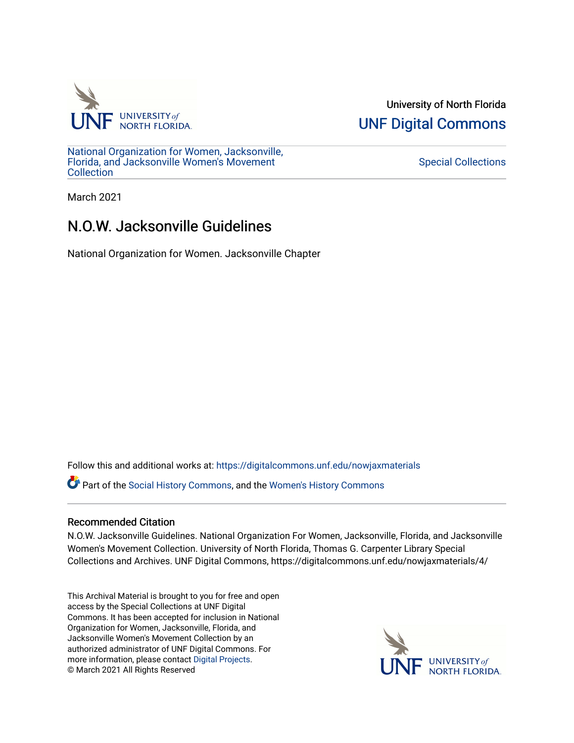University of North Florida

UNF Digital Commons

National Organization for Women, Jacksonville, Florida, and Jacksonville Women's Movement Collection

Special Collections

March 2021

# N.O.W. Jacksonville Guidelines

National Organization for Women. Jacksonville Chapter

Follow this and additional works at: https://digitalcommons.unf.edu/nowjaxmaterials

Part of the Social History Commons, and the Women's History Commons

## Recommended Citation

N.O.W. Jacksonville Guidelines. National Organization For Women, Jacksonville, Florida, and Jacksonville Women's Movement Collection. University of North Florida, Thomas G. Carpenter Library Special Collections and Archives. UNF Digital Commons, https://digitalcommons.unf.edu/nowjaxmaterials/4/

This Archival Material is brought to you for free and open access by the Special Collections at UNF Digital Commons. It has been accepted for inclusion in National Organization for Women, Jacksonville, Florida, and Jacksonville Women's Movement Collection by an authorized administrator of UNF Digital Commons. For more information, please contact Digital Projects.
© March 2021 All Rights Reserved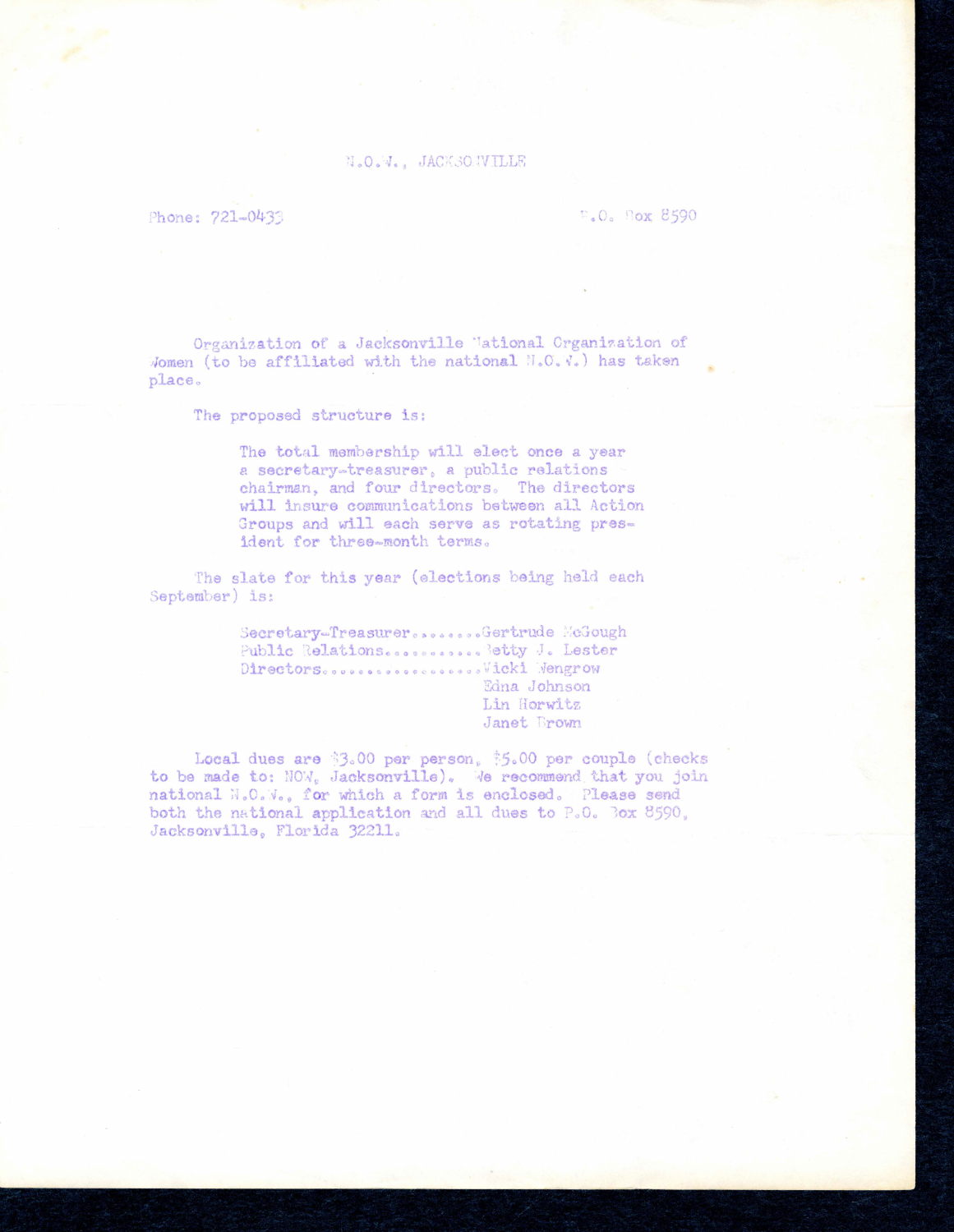# N.O.W., JACKSONVILLE

Phone: 721-0433 P.O. Box 8590

Organization of a Jacksonville National Organization of Women (to be affiliated with the national N.O.W.) has taken place.

The proposed structure is:

> The total membership will elect once a year a secretary-treasurer, a public relations chairman, and four directors. The directors will insure communications between all Action Groups and will each serve as rotating president for three-month terms.

The slate for this year (elections being held each September) is:

> Secretary-Treasurer.........Gertrude McGough
> Public Relations............Betty J. Lester
> Directors...................Vicki Wengrow
> Edna Johnson
> Lin Horwitz
> Janet Brown

Local dues are $3.00 per person, $5.00 per couple (checks to be made to: NOW, Jacksonville). We recommend that you join national N.O.W., for which a form is enclosed. Please send both the national application and all dues to P.O. Box 8590, Jacksonville, Florida 32211.